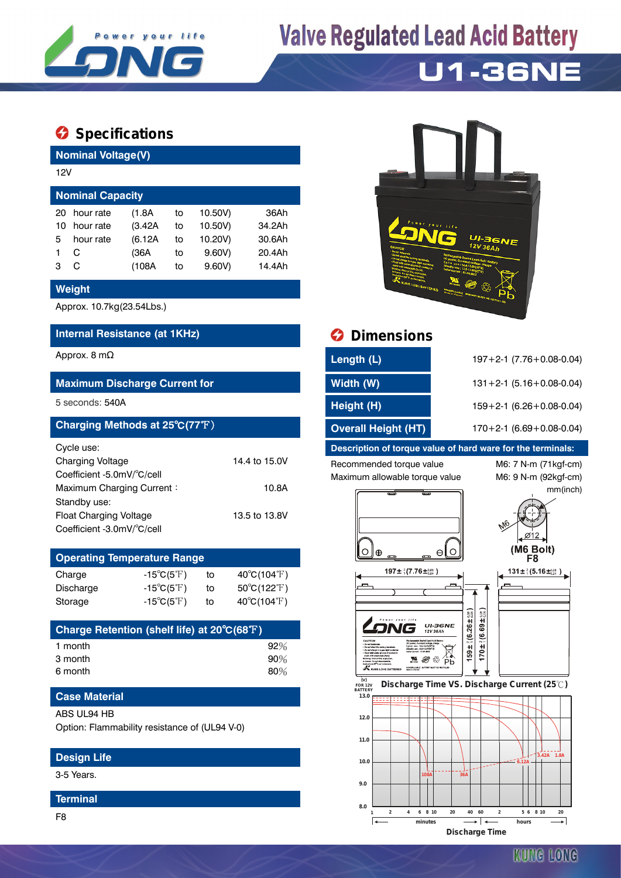# Valve Regulated Lead Acid Battery

# U1-36NE

## Specifications

### Nominal Voltage(V)

12V

### Nominal Capacity

| | | | | | |
|---|---|---|---|---|---|
| 20 | hour rate | (1.8A | to | 10.50V) | 36Ah |
| 10 | hour rate | (3.42A | to | 10.50V) | 34.2Ah |
| 5 | hour rate | (6.12A | to | 10.20V) | 30.6Ah |
| 1 | C | (36A | to | 9.60V) | 20.4Ah |
| 3 | C | (108A | to | 9.60V) | 14.4Ah |

### Weight

Approx. 10.7kg(23.54Lbs.)

### Internal Resistance (at 1KHz)

Approx. 8 mΩ

### Maximum Discharge Current for

5 seconds: 540A

### Charging Methods at 25℃(77℉)

Cycle use:

| | |
|---|---|
| Charging Voltage | 14.4 to 15.0V |
| Coefficient -5.0mV/℃/cell | |
| Maximum Charging Current： | 10.8A |

Standby use:

| | |
|---|---|
| Float Charging Voltage | 13.5 to 13.8V |
| Coefficient -3.0mV/℃/cell | |

### Operating Temperature Range

| | | | |
|---|---|---|---|
| Charge | -15℃(5℉) | to | 40℃(104℉) |
| Discharge | -15℃(5℉) | to | 50℃(122℉) |
| Storage | -15℃(5℉) | to | 40℃(104℉) |

### Charge Retention (shelf life) at 20℃(68℉)

| | |
|---|---|
| 1 month | 92% |
| 3 month | 90% |
| 6 month | 80% |

### Case Material

ABS UL94 HB

Option: Flammability resistance of (UL94 V-0)

### Design Life

3-5 Years.

### Terminal

F8

## Dimensions

| | |
|---|---|
| Length (L) | 197+2-1 (7.76+0.08-0.04) |
| Width (W) | 131+2-1 (5.16+0.08-0.04) |
| Height (H) | 159+2-1 (6.26+0.08-0.04) |
| Overall Height (HT) | 170+2-1 (6.69+0.08-0.04) |

### Description of torque value of hard ware for the terminals:

| | |
|---|---|
| Recommended torque value | M6: 7 N-m (71kgf-cm) |
| Maximum allowable torque value | M6: 9 N-m (92kgf-cm) |

mm(inch)

(M6 Bolt) F8

### Discharge Time VS. Discharge Current (25℃)

Discharge Time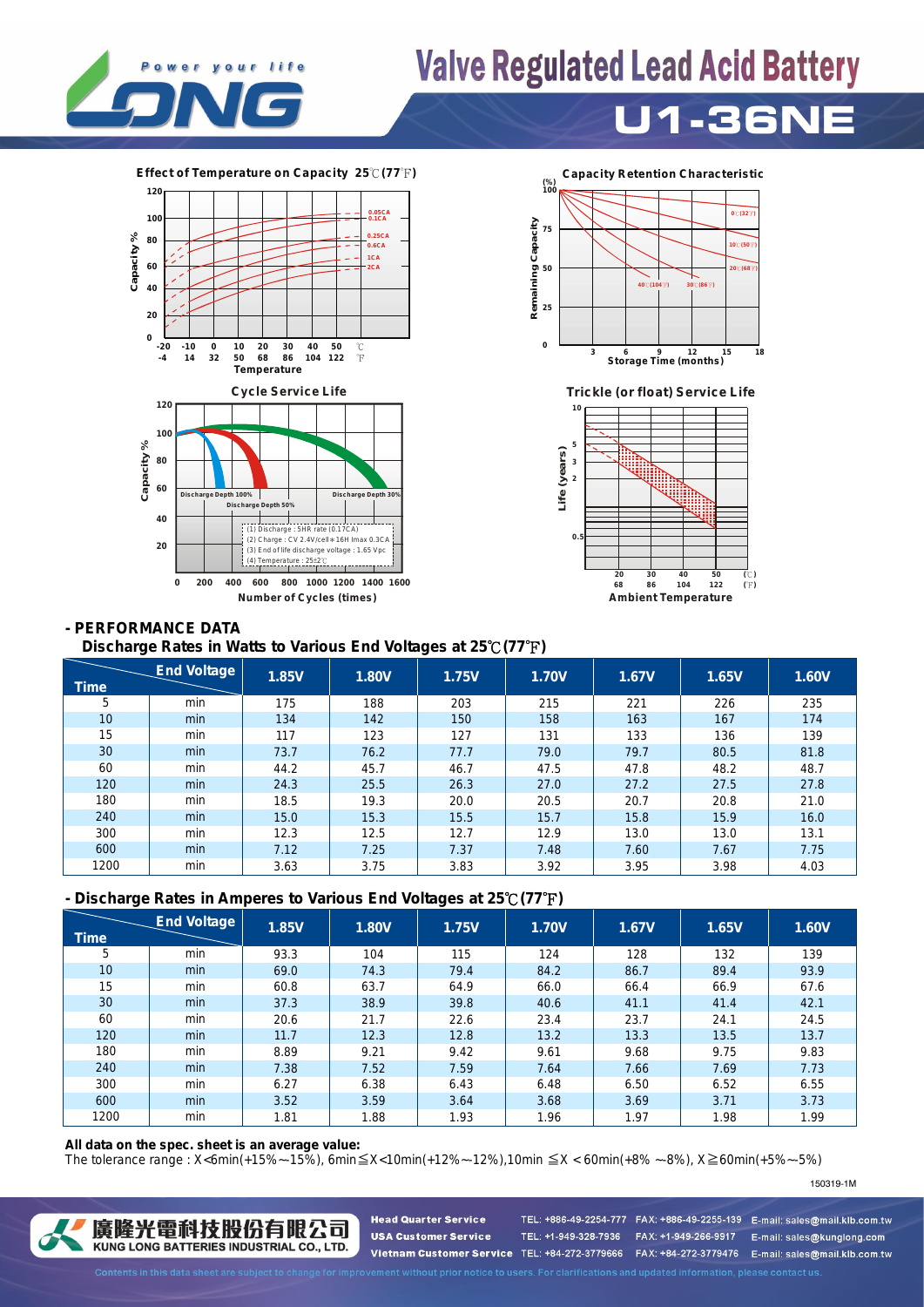Power your life

LONG

# Valve Regulated Lead Acid Battery

# U1-36NE

Effect of Temperature on Capacity 25℃(77℉)

120
100
80
60
40
20
0

Capacity %

0.05CA
0.1CA
0.25CA
0.6CA
1CA
2CA

-20 -10 0 10 20 30 40 50 ℃
-4 14 32 50 68 86 104 122 ℉

Temperature

Capacity Retention Characteristic

(%)
100
75
50
25
0

Remaining Capacity

0℃(32℉)
10℃(50℉)
20℃(68℉)
40℃(104℉)
30℃(86℉)

3 6 9 12 15 18

Storage Time (months)

Cycle Service Life

120
100
80
60
40
20

Capacity %

Discharge Depth 100%
Discharge Depth 50%
Discharge Depth 30%

(1) Discharge : 5HR rate (0.17CA)
(2) Charge : CV 2.4V/cell∗16H Imax 0.3CA
(3) End of life discharge voltage : 1.65 Vpc
(4) Temperature : 25±2℃

0 200 400 600 800 1000 1200 1400 1600

Number of Cycles (times)

Trickle (or float) Service Life

10
5
3
2
0.5

Life (years)

20 30 40 50 (℃)
68 86 104 122 (℉)

Ambient Temperature

## - PERFORMANCE DATA

### Discharge Rates in Watts to Various End Voltages at 25℃(77℉)

| Time | End Voltage | 1.85V | 1.80V | 1.75V | 1.70V | 1.67V | 1.65V | 1.60V |
|---|---|---|---|---|---|---|---|---|
| 5 | min | 175 | 188 | 203 | 215 | 221 | 226 | 235 |
| 10 | min | 134 | 142 | 150 | 158 | 163 | 167 | 174 |
| 15 | min | 117 | 123 | 127 | 131 | 133 | 136 | 139 |
| 30 | min | 73.7 | 76.2 | 77.7 | 79.0 | 79.7 | 80.5 | 81.8 |
| 60 | min | 44.2 | 45.7 | 46.7 | 47.5 | 47.8 | 48.2 | 48.7 |
| 120 | min | 24.3 | 25.5 | 26.3 | 27.0 | 27.2 | 27.5 | 27.8 |
| 180 | min | 18.5 | 19.3 | 20.0 | 20.5 | 20.7 | 20.8 | 21.0 |
| 240 | min | 15.0 | 15.3 | 15.5 | 15.7 | 15.8 | 15.9 | 16.0 |
| 300 | min | 12.3 | 12.5 | 12.7 | 12.9 | 13.0 | 13.0 | 13.1 |
| 600 | min | 7.12 | 7.25 | 7.37 | 7.48 | 7.60 | 7.67 | 7.75 |
| 1200 | min | 3.63 | 3.75 | 3.83 | 3.92 | 3.95 | 3.98 | 4.03 |

### - Discharge Rates in Amperes to Various End Voltages at 25℃(77℉)

| Time | End Voltage | 1.85V | 1.80V | 1.75V | 1.70V | 1.67V | 1.65V | 1.60V |
|---|---|---|---|---|---|---|---|---|
| 5 | min | 93.3 | 104 | 115 | 124 | 128 | 132 | 139 |
| 10 | min | 69.0 | 74.3 | 79.4 | 84.2 | 86.7 | 89.4 | 93.9 |
| 15 | min | 60.8 | 63.7 | 64.9 | 66.0 | 66.4 | 66.9 | 67.6 |
| 30 | min | 37.3 | 38.9 | 39.8 | 40.6 | 41.1 | 41.4 | 42.1 |
| 60 | min | 20.6 | 21.7 | 22.6 | 23.4 | 23.7 | 24.1 | 24.5 |
| 120 | min | 11.7 | 12.3 | 12.8 | 13.2 | 13.3 | 13.5 | 13.7 |
| 180 | min | 8.89 | 9.21 | 9.42 | 9.61 | 9.68 | 9.75 | 9.83 |
| 240 | min | 7.38 | 7.52 | 7.59 | 7.64 | 7.66 | 7.69 | 7.73 |
| 300 | min | 6.27 | 6.38 | 6.43 | 6.48 | 6.50 | 6.52 | 6.55 |
| 600 | min | 3.52 | 3.59 | 3.64 | 3.68 | 3.69 | 3.71 | 3.73 |
| 1200 | min | 1.81 | 1.88 | 1.93 | 1.96 | 1.97 | 1.98 | 1.99 |

**All data on the spec. sheet is an average value:**

The tolerance range : X<6min(+15%∼15%), 6min≦X<10min(+12%∼12%),10min ≦X < 60min(+8% ∼8%), X≧60min(+5%∼5%)

150319-1M

廣隆光電科技股份有限公司
KUNG LONG BATTERIES INDUSTRIAL CO., LTD.

| | | | |
|---|---|---|---|
| Head Quarter Service | TEL: +886-49-2254-777 | FAX: +886-49-2255-139 | E-mail: sales@mail.klb.com.tw |
| USA Customer Service | TEL: +1-949-328-7936 | FAX: +1-949-266-9917 | E-mail: sales@kunglong.com |
| Vietnam Customer Service | TEL: +84-272-3779666 | FAX: +84-272-3779476 | E-mail: sales@mail.klb.com.tw |

Contents in this data sheet are subject to change for improvement without prior notice to users. For clarifications and updated information, please contact us.